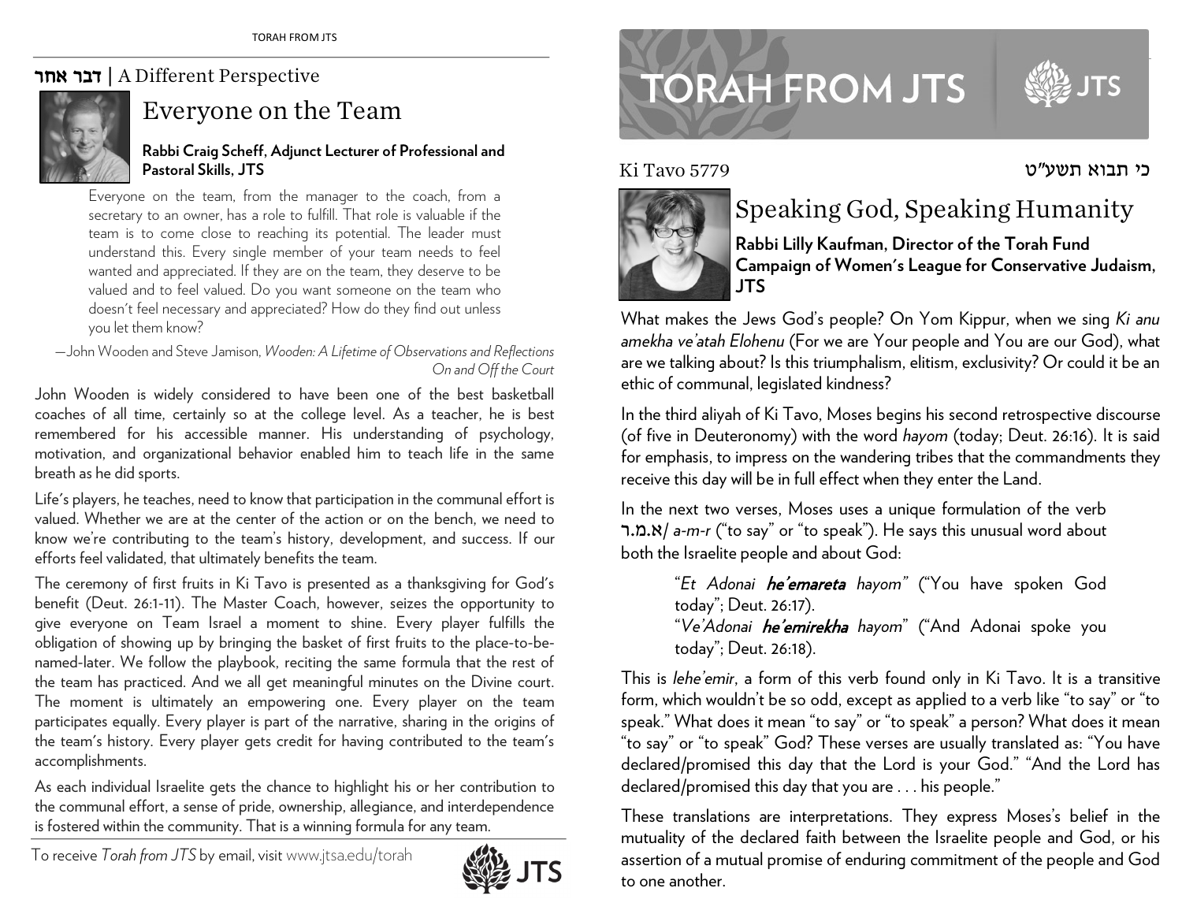# TORAH FROM JTS

Ki Tavo 5779

כי תבוא תשע"ט

## Speaking God, Speaking Humanity

**Rabbi Lilly Kaufman, Director of the Torah Fund Campaign of Women's League for Conservative Judaism, JTS**

What makes the Jews God's people? On Yom Kippur, when we sing *Ki anu amekha ve'atah Elohenu* (For we are Your people and You are our God), what are we talking about? Is this triumphalism, elitism, exclusivity? Or could it be an ethic of communal, legislated kindness?

In the third aliyah of Ki Tavo, Moses begins his second retrospective discourse (of five in Deuteronomy) with the word *hayom* (today; Deut. 26:16). It is said for emphasis, to impress on the wandering tribes that the commandments they receive this day will be in full effect when they enter the Land.

In the next two verses, Moses uses a unique formulation of the verb א.מ.ר/ *a-m-r* ("to say" or "to speak"). He says this unusual word about both the Israelite people and about God:

> "*Et Adonai **he'emareta** hayom*" ("You have spoken God today"; Deut. 26:17).
> "*Ve'Adonai **he'emirekha** hayom*" ("And Adonai spoke you today"; Deut. 26:18).

This is *lehe'emir*, a form of this verb found only in Ki Tavo. It is a transitive form, which wouldn't be so odd, except as applied to a verb like "to say" or "to speak." What does it mean "to say" or "to speak" a person? What does it mean "to say" or "to speak" God? These verses are usually translated as: "You have declared/promised this day that the Lord is your God." "And the Lord has declared/promised this day that you are . . . his people."

These translations are interpretations. They express Moses's belief in the mutuality of the declared faith between the Israelite people and God, or his assertion of a mutual promise of enduring commitment of the people and God to one another.

---

### דבר אחר | A Different Perspective

## Everyone on the Team

**Rabbi Craig Scheff, Adjunct Lecturer of Professional and Pastoral Skills, JTS**

> Everyone on the team, from the manager to the coach, from a secretary to an owner, has a role to fulfill. That role is valuable if the team is to come close to reaching its potential. The leader must understand this. Every single member of your team needs to feel wanted and appreciated. If they are on the team, they deserve to be valued and to feel valued. Do you want someone on the team who doesn't feel necessary and appreciated? How do they find out unless you let them know?
>
> —John Wooden and Steve Jamison, *Wooden: A Lifetime of Observations and Reflections On and Off the Court*

John Wooden is widely considered to have been one of the best basketball coaches of all time, certainly so at the college level. As a teacher, he is best remembered for his accessible manner. His understanding of psychology, motivation, and organizational behavior enabled him to teach life in the same breath as he did sports.

Life's players, he teaches, need to know that participation in the communal effort is valued. Whether we are at the center of the action or on the bench, we need to know we're contributing to the team's history, development, and success. If our efforts feel validated, that ultimately benefits the team.

The ceremony of first fruits in Ki Tavo is presented as a thanksgiving for God's benefit (Deut. 26:1-11). The Master Coach, however, seizes the opportunity to give everyone on Team Israel a moment to shine. Every player fulfills the obligation of showing up by bringing the basket of first fruits to the place-to-be-named-later. We follow the playbook, reciting the same formula that the rest of the team has practiced. And we all get meaningful minutes on the Divine court. The moment is ultimately an empowering one. Every player on the team participates equally. Every player is part of the narrative, sharing in the origins of the team's history. Every player gets credit for having contributed to the team's accomplishments.

As each individual Israelite gets the chance to highlight his or her contribution to the communal effort, a sense of pride, ownership, allegiance, and interdependence is fostered within the community. That is a winning formula for any team.

To receive *Torah from JTS* by email, visit www.jtsa.edu/torah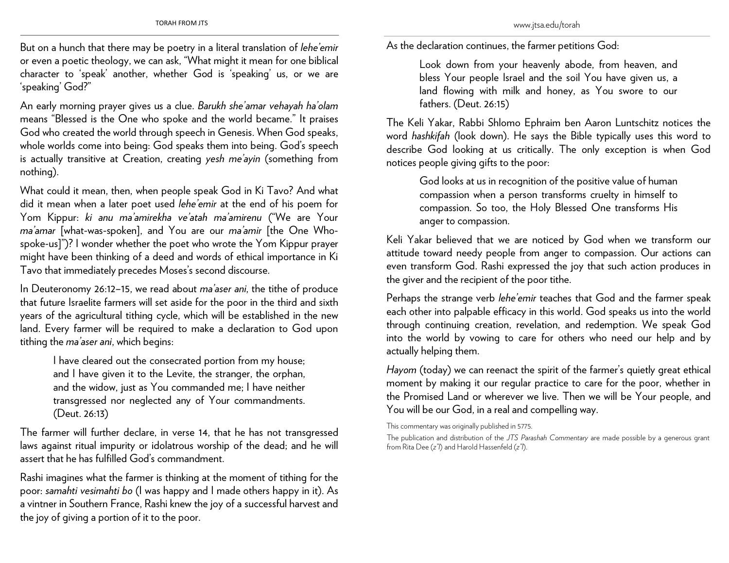But on a hunch that there may be poetry in a literal translation of *lehe'emir* or even a poetic theology, we can ask, "What might it mean for one biblical character to 'speak' another, whether God is 'speaking' us, or we are 'speaking' God?"

An early morning prayer gives us a clue. *Barukh she'amar vehayah ha'olam* means "Blessed is the One who spoke and the world became." It praises God who created the world through speech in Genesis. When God speaks, whole worlds come into being: God speaks them into being. God's speech is actually transitive at Creation, creating *yesh me'ayin* (something from nothing).

What could it mean, then, when people speak God in Ki Tavo? And what did it mean when a later poet used *lehe'emir* at the end of his poem for Yom Kippur: *ki anu ma'amirekha ve'atah ma'amirenu* ("We are Your *ma'amar* [what-was-spoken], and You are our *ma'amir* [the One Who-spoke-us]")? I wonder whether the poet who wrote the Yom Kippur prayer might have been thinking of a deed and words of ethical importance in Ki Tavo that immediately precedes Moses's second discourse.

In Deuteronomy 26:12–15, we read about *ma'aser ani*, the tithe of produce that future Israelite farmers will set aside for the poor in the third and sixth years of the agricultural tithing cycle, which will be established in the new land. Every farmer will be required to make a declaration to God upon tithing the *ma'aser ani*, which begins:

> I have cleared out the consecrated portion from my house; and I have given it to the Levite, the stranger, the orphan, and the widow, just as You commanded me; I have neither transgressed nor neglected any of Your commandments. (Deut. 26:13)

The farmer will further declare, in verse 14, that he has not transgressed laws against ritual impurity or idolatrous worship of the dead; and he will assert that he has fulfilled God's commandment.

Rashi imagines what the farmer is thinking at the moment of tithing for the poor: *samahti vesimahti bo* (I was happy and I made others happy in it). As a vintner in Southern France, Rashi knew the joy of a successful harvest and the joy of giving a portion of it to the poor.

As the declaration continues, the farmer petitions God:

> Look down from your heavenly abode, from heaven, and bless Your people Israel and the soil You have given us, a land flowing with milk and honey, as You swore to our fathers. (Deut. 26:15)

The Keli Yakar, Rabbi Shlomo Ephraim ben Aaron Luntschitz notices the word *hashkifah* (look down). He says the Bible typically uses this word to describe God looking at us critically. The only exception is when God notices people giving gifts to the poor:

> God looks at us in recognition of the positive value of human compassion when a person transforms cruelty in himself to compassion. So too, the Holy Blessed One transforms His anger to compassion.

Keli Yakar believed that we are noticed by God when we transform our attitude toward needy people from anger to compassion. Our actions can even transform God. Rashi expressed the joy that such action produces in the giver and the recipient of the poor tithe.

Perhaps the strange verb *lehe'emir* teaches that God and the farmer speak each other into palpable efficacy in this world. God speaks us into the world through continuing creation, revelation, and redemption. We speak God into the world by vowing to care for others who need our help and by actually helping them.

*Hayom* (today) we can reenact the spirit of the farmer's quietly great ethical moment by making it our regular practice to care for the poor, whether in the Promised Land or wherever we live. Then we will be Your people, and You will be our God, in a real and compelling way.

This commentary was originally published in 5775.

The publication and distribution of the *JTS Parashah Commentary* are made possible by a generous grant from Rita Dee (*z"l*) and Harold Hassenfeld (*z"l*).